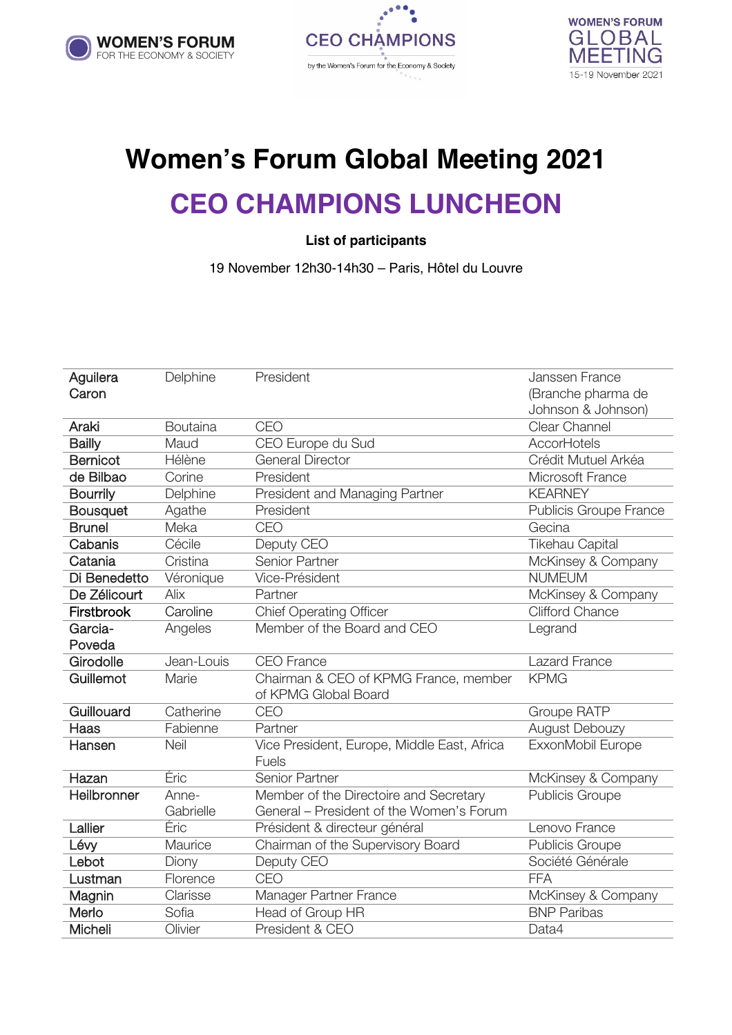WOMEN'S FORUM FOR THE ECONOMY & SOCIETY

CEO CHAMPIONS by the Women's Forum for the Economy & Society

WOMEN'S FORUM GLOBAL MEETING 15-19 November 2021

# Women's Forum Global Meeting 2021

## CEO CHAMPIONS LUNCHEON

**List of participants**

19 November 12h30-14h30 – Paris, Hôtel du Louvre

| | | | |
|---|---|---|---|
| Aguilera Caron | Delphine | President | Janssen France (Branche pharma de Johnson & Johnson) |
| Araki | Boutaina | CEO | Clear Channel |
| Bailly | Maud | CEO Europe du Sud | AccorHotels |
| Bernicot | Hélène | General Director | Crédit Mutuel Arkéa |
| de Bilbao | Corine | President | Microsoft France |
| Bourrily | Delphine | President and Managing Partner | KEARNEY |
| Bousquet | Agathe | President | Publicis Groupe France |
| Brunel | Meka | CEO | Gecina |
| Cabanis | Cécile | Deputy CEO | Tikehau Capital |
| Catania | Cristina | Senior Partner | McKinsey & Company |
| Di Benedetto | Véronique | Vice-Président | NUMEUM |
| De Zélicourt | Alix | Partner | McKinsey & Company |
| Firstbrook | Caroline | Chief Operating Officer | Clifford Chance |
| Garcia-Poveda | Angeles | Member of the Board and CEO | Legrand |
| Girodolle | Jean-Louis | CEO France | Lazard France |
| Guillemot | Marie | Chairman & CEO of KPMG France, member of KPMG Global Board | KPMG |
| Guillouard | Catherine | CEO | Groupe RATP |
| Haas | Fabienne | Partner | August Debouzy |
| Hansen | Neil | Vice President, Europe, Middle East, Africa Fuels | ExxonMobil Europe |
| Hazan | Éric | Senior Partner | McKinsey & Company |
| Heilbronner | Anne-Gabrielle | Member of the Directoire and Secretary General – President of the Women's Forum | Publicis Groupe |
| Lallier | Éric | Président & directeur général | Lenovo France |
| Lévy | Maurice | Chairman of the Supervisory Board | Publicis Groupe |
| Lebot | Diony | Deputy CEO | Société Générale |
| Lustman | Florence | CEO | FFA |
| Magnin | Clarisse | Manager Partner France | McKinsey & Company |
| Merlo | Sofia | Head of Group HR | BNP Paribas |
| Micheli | Olivier | President & CEO | Data4 |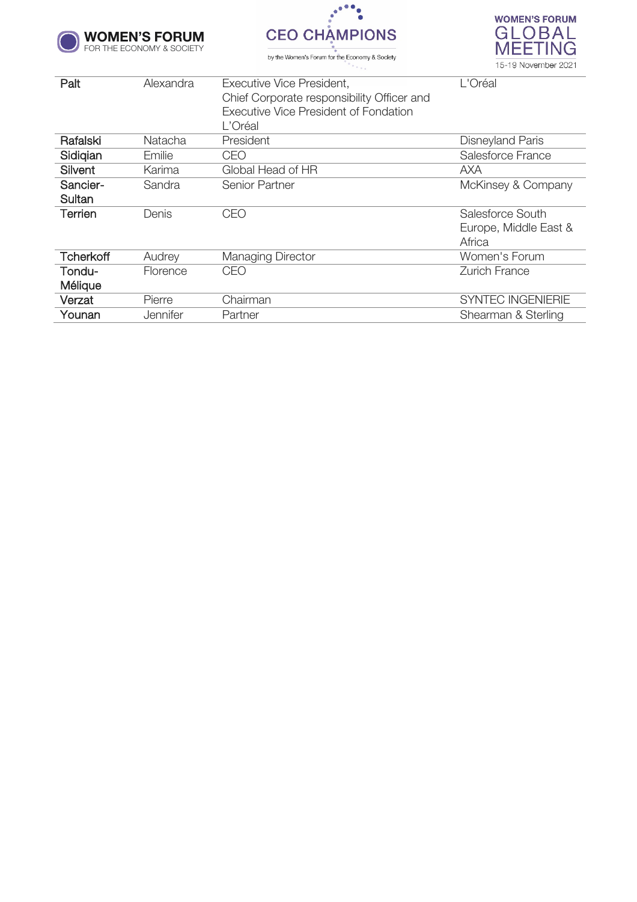| | | | |
|---|---|---|---|
| **Palt** | Alexandra | Executive Vice President, Chief Corporate responsibility Officer and Executive Vice President of Fondation L'Oréal | L'Oréal |
| **Rafalski** | Natacha | President | Disneyland Paris |
| **Sidiqian** | Emilie | CEO | Salesforce France |
| **Silvent** | Karima | Global Head of HR | AXA |
| **Sancier-Sultan** | Sandra | Senior Partner | McKinsey & Company |
| **Terrien** | Denis | CEO | Salesforce South Europe, Middle East & Africa |
| **Tcherkoff** | Audrey | Managing Director | Women's Forum |
| **Tondu-Mélique** | Florence | CEO | Zurich France |
| **Verzat** | Pierre | Chairman | SYNTEC INGENIERIE |
| **Younan** | Jennifer | Partner | Shearman & Sterling |